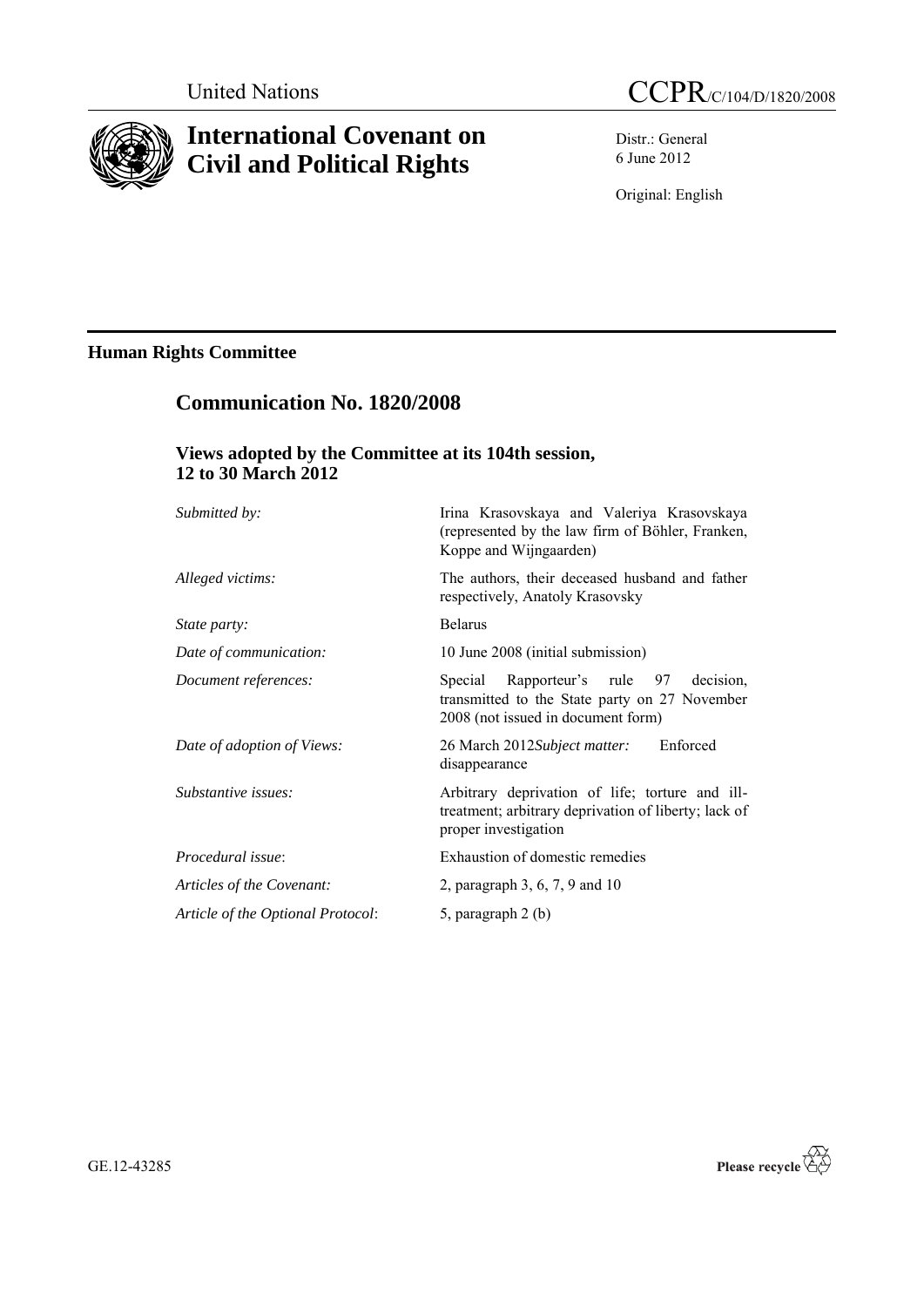United Nations CCPR/C/104/D/1820/2008

# International Covenant on Civil and Political Rights

Distr.: General
6 June 2012

Original: English

## Human Rights Committee

## Communication No. 1820/2008

### Views adopted by the Committee at its 104th session, 12 to 30 March 2012

| | |
|---|---|
| *Submitted by:* | Irina Krasovskaya and Valeriya Krasovskaya (represented by the law firm of Böhler, Franken, Koppe and Wijngaarden) |
| *Alleged victims:* | The authors, their deceased husband and father respectively, Anatoly Krasovsky |
| *State party:* | Belarus |
| *Date of communication:* | 10 June 2008 (initial submission) |
| *Document references:* | Special Rapporteur's rule 97 decision, transmitted to the State party on 27 November 2008 (not issued in document form) |
| *Date of adoption of Views:* | 26 March 2012 |
| *Subject matter:* | Enforced disappearance |
| *Substantive issues:* | Arbitrary deprivation of life; torture and ill-treatment; arbitrary deprivation of liberty; lack of proper investigation |
| *Procedural issue*: | Exhaustion of domestic remedies |
| *Articles of the Covenant:* | 2, paragraph 3, 6, 7, 9 and 10 |
| *Article of the Optional Protocol*: | 5, paragraph 2 (b) |

GE.12-43285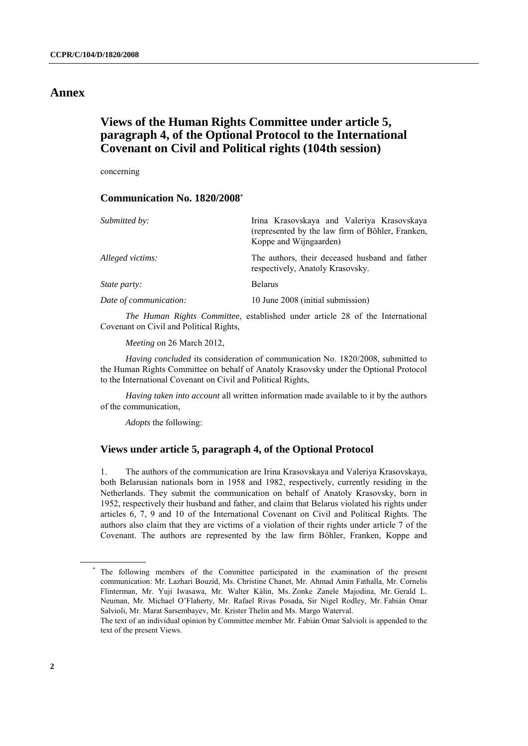# Annex

## Views of the Human Rights Committee under article 5, paragraph 4, of the Optional Protocol to the International Covenant on Civil and Political rights (104th session)

concerning

### Communication No. 1820/2008*

| | |
|---|---|
| *Submitted by:* | Irina Krasovskaya and Valeriya Krasovskaya (represented by the law firm of Böhler, Franken, Koppe and Wijngaarden) |
| *Alleged victims:* | The authors, their deceased husband and father respectively, Anatoly Krasovsky. |
| *State party:* | Belarus |
| *Date of communication:* | 10 June 2008 (initial submission) |

*The Human Rights Committee*, established under article 28 of the International Covenant on Civil and Political Rights,

*Meeting* on 26 March 2012,

*Having concluded* its consideration of communication No. 1820/2008, submitted to the Human Rights Committee on behalf of Anatoly Krasovsky under the Optional Protocol to the International Covenant on Civil and Political Rights,

*Having taken into account* all written information made available to it by the authors of the communication,

*Adopts* the following:

### Views under article 5, paragraph 4, of the Optional Protocol

1. The authors of the communication are Irina Krasovskaya and Valeriya Krasovskaya, both Belarusian nationals born in 1958 and 1982, respectively, currently residing in the Netherlands. They submit the communication on behalf of Anatoly Krasovsky, born in 1952, respectively their husband and father, and claim that Belarus violated his rights under articles 6, 7, 9 and 10 of the International Covenant on Civil and Political Rights. The authors also claim that they are victims of a violation of their rights under article 7 of the Covenant. The authors are represented by the law firm Böhler, Franken, Koppe and

* The following members of the Committee participated in the examination of the present communication: Mr. Lazhari Bouzid, Ms. Christine Chanet, Mr. Ahmad Amin Fathalla, Mr. Cornelis Flinterman, Mr. Yuji Iwasawa, Mr. Walter Kälin, Ms. Zonke Zanele Majodina, Mr. Gerald L. Neuman, Mr. Michael O'Flaherty, Mr. Rafael Rivas Posada, Sir Nigel Rodley, Mr. Fabián Omar Salvioli, Mr. Marat Sarsembayev, Mr. Krister Thelin and Ms. Margo Waterval.

The text of an individual opinion by Committee member Mr. Fabián Omar Salvioli is appended to the text of the present Views.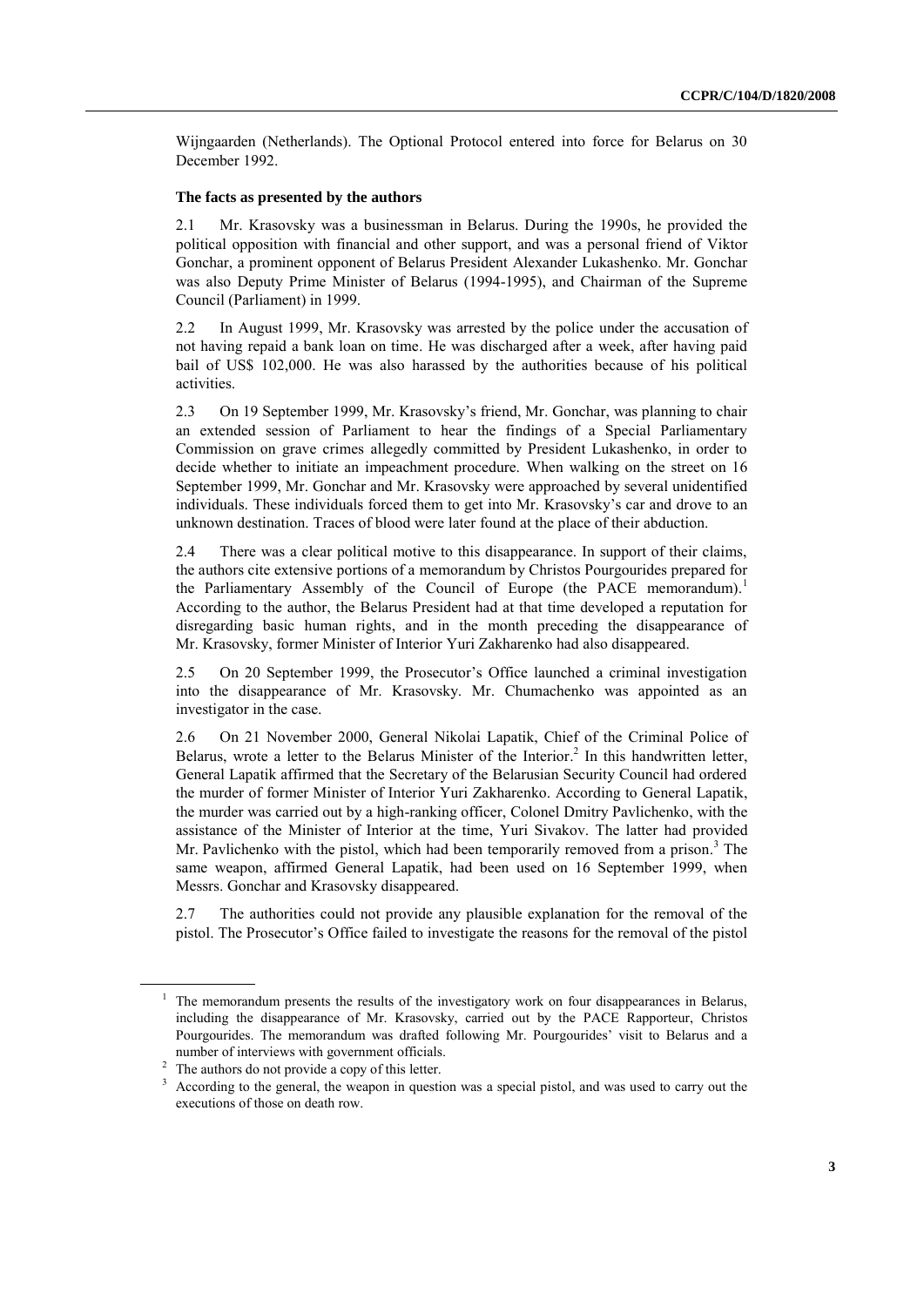Wijngaarden (Netherlands). The Optional Protocol entered into force for Belarus on 30 December 1992.

**The facts as presented by the authors**

2.1 Mr. Krasovsky was a businessman in Belarus. During the 1990s, he provided the political opposition with financial and other support, and was a personal friend of Viktor Gonchar, a prominent opponent of Belarus President Alexander Lukashenko. Mr. Gonchar was also Deputy Prime Minister of Belarus (1994-1995), and Chairman of the Supreme Council (Parliament) in 1999.

2.2 In August 1999, Mr. Krasovsky was arrested by the police under the accusation of not having repaid a bank loan on time. He was discharged after a week, after having paid bail of US$ 102,000. He was also harassed by the authorities because of his political activities.

2.3 On 19 September 1999, Mr. Krasovsky's friend, Mr. Gonchar, was planning to chair an extended session of Parliament to hear the findings of a Special Parliamentary Commission on grave crimes allegedly committed by President Lukashenko, in order to decide whether to initiate an impeachment procedure. When walking on the street on 16 September 1999, Mr. Gonchar and Mr. Krasovsky were approached by several unidentified individuals. These individuals forced them to get into Mr. Krasovsky's car and drove to an unknown destination. Traces of blood were later found at the place of their abduction.

2.4 There was a clear political motive to this disappearance. In support of their claims, the authors cite extensive portions of a memorandum by Christos Pourgourides prepared for the Parliamentary Assembly of the Council of Europe (the PACE memorandum).[1] According to the author, the Belarus President had at that time developed a reputation for disregarding basic human rights, and in the month preceding the disappearance of Mr. Krasovsky, former Minister of Interior Yuri Zakharenko had also disappeared.

2.5 On 20 September 1999, the Prosecutor's Office launched a criminal investigation into the disappearance of Mr. Krasovsky. Mr. Chumachenko was appointed as an investigator in the case.

2.6 On 21 November 2000, General Nikolai Lapatik, Chief of the Criminal Police of Belarus, wrote a letter to the Belarus Minister of the Interior.[2] In this handwritten letter, General Lapatik affirmed that the Secretary of the Belarusian Security Council had ordered the murder of former Minister of Interior Yuri Zakharenko. According to General Lapatik, the murder was carried out by a high-ranking officer, Colonel Dmitry Pavlichenko, with the assistance of the Minister of Interior at the time, Yuri Sivakov. The latter had provided Mr. Pavlichenko with the pistol, which had been temporarily removed from a prison.[3] The same weapon, affirmed General Lapatik, had been used on 16 September 1999, when Messrs. Gonchar and Krasovsky disappeared.

2.7 The authorities could not provide any plausible explanation for the removal of the pistol. The Prosecutor's Office failed to investigate the reasons for the removal of the pistol

---

[1] The memorandum presents the results of the investigatory work on four disappearances in Belarus, including the disappearance of Mr. Krasovsky, carried out by the PACE Rapporteur, Christos Pourgourides. The memorandum was drafted following Mr. Pourgourides' visit to Belarus and a number of interviews with government officials.

[2] The authors do not provide a copy of this letter.

[3] According to the general, the weapon in question was a special pistol, and was used to carry out the executions of those on death row.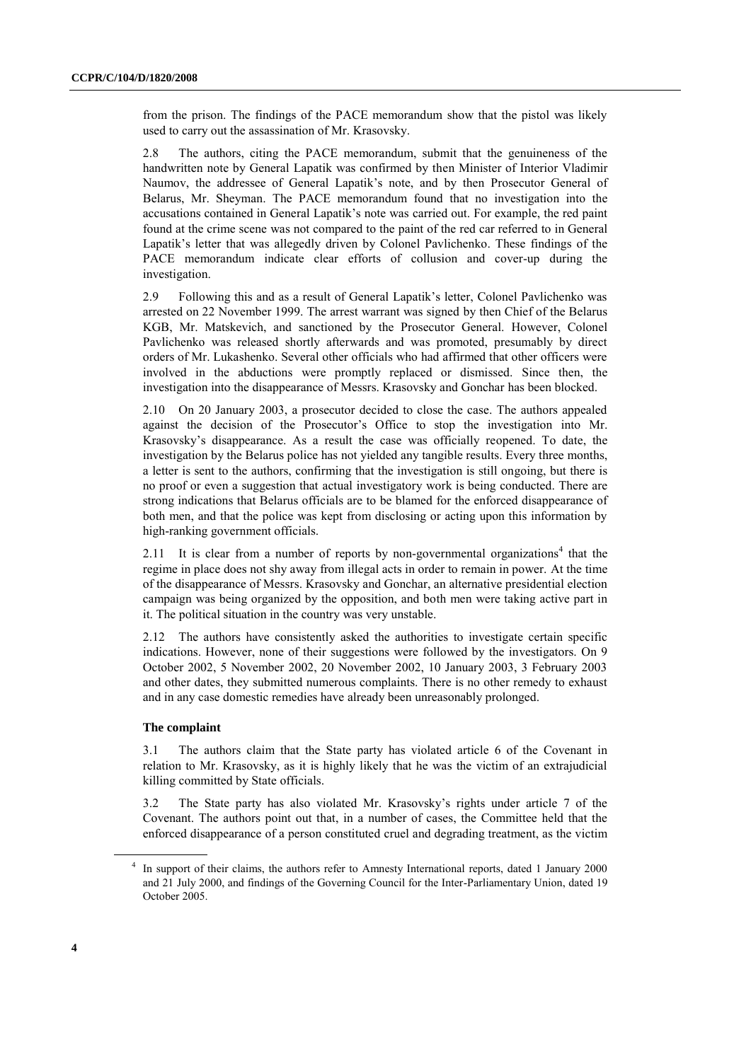from the prison. The findings of the PACE memorandum show that the pistol was likely used to carry out the assassination of Mr. Krasovsky.

2.8 The authors, citing the PACE memorandum, submit that the genuineness of the handwritten note by General Lapatik was confirmed by then Minister of Interior Vladimir Naumov, the addressee of General Lapatik's note, and by then Prosecutor General of Belarus, Mr. Sheyman. The PACE memorandum found that no investigation into the accusations contained in General Lapatik's note was carried out. For example, the red paint found at the crime scene was not compared to the paint of the red car referred to in General Lapatik's letter that was allegedly driven by Colonel Pavlichenko. These findings of the PACE memorandum indicate clear efforts of collusion and cover-up during the investigation.

2.9 Following this and as a result of General Lapatik's letter, Colonel Pavlichenko was arrested on 22 November 1999. The arrest warrant was signed by then Chief of the Belarus KGB, Mr. Matskevich, and sanctioned by the Prosecutor General. However, Colonel Pavlichenko was released shortly afterwards and was promoted, presumably by direct orders of Mr. Lukashenko. Several other officials who had affirmed that other officers were involved in the abductions were promptly replaced or dismissed. Since then, the investigation into the disappearance of Messrs. Krasovsky and Gonchar has been blocked.

2.10 On 20 January 2003, a prosecutor decided to close the case. The authors appealed against the decision of the Prosecutor's Office to stop the investigation into Mr. Krasovsky's disappearance. As a result the case was officially reopened. To date, the investigation by the Belarus police has not yielded any tangible results. Every three months, a letter is sent to the authors, confirming that the investigation is still ongoing, but there is no proof or even a suggestion that actual investigatory work is being conducted. There are strong indications that Belarus officials are to be blamed for the enforced disappearance of both men, and that the police was kept from disclosing or acting upon this information by high-ranking government officials.

2.11 It is clear from a number of reports by non-governmental organizations[4] that the regime in place does not shy away from illegal acts in order to remain in power. At the time of the disappearance of Messrs. Krasovsky and Gonchar, an alternative presidential election campaign was being organized by the opposition, and both men were taking active part in it. The political situation in the country was very unstable.

2.12 The authors have consistently asked the authorities to investigate certain specific indications. However, none of their suggestions were followed by the investigators. On 9 October 2002, 5 November 2002, 20 November 2002, 10 January 2003, 3 February 2003 and other dates, they submitted numerous complaints. There is no other remedy to exhaust and in any case domestic remedies have already been unreasonably prolonged.

**The complaint**

3.1 The authors claim that the State party has violated article 6 of the Covenant in relation to Mr. Krasovsky, as it is highly likely that he was the victim of an extrajudicial killing committed by State officials.

3.2 The State party has also violated Mr. Krasovsky's rights under article 7 of the Covenant. The authors point out that, in a number of cases, the Committee held that the enforced disappearance of a person constituted cruel and degrading treatment, as the victim

[4] In support of their claims, the authors refer to Amnesty International reports, dated 1 January 2000 and 21 July 2000, and findings of the Governing Council for the Inter-Parliamentary Union, dated 19 October 2005.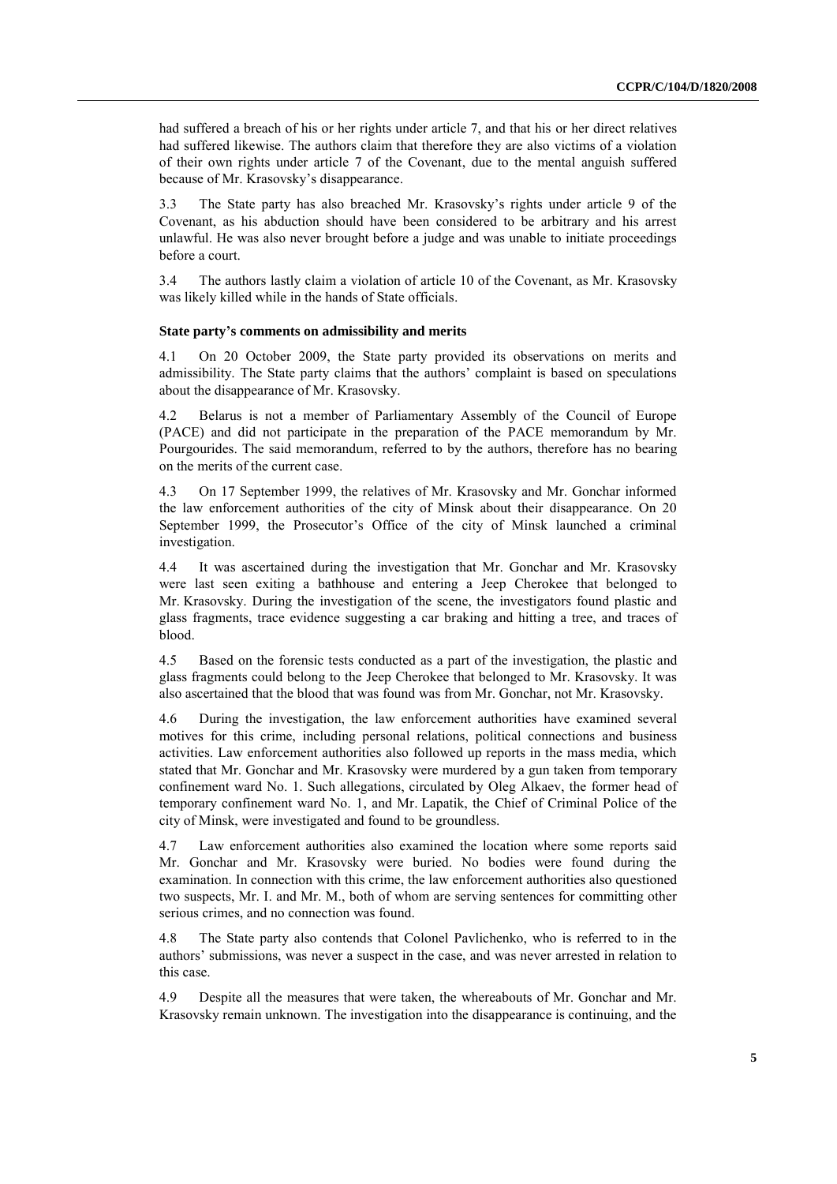had suffered a breach of his or her rights under article 7, and that his or her direct relatives had suffered likewise. The authors claim that therefore they are also victims of a violation of their own rights under article 7 of the Covenant, due to the mental anguish suffered because of Mr. Krasovsky's disappearance.

3.3 The State party has also breached Mr. Krasovsky's rights under article 9 of the Covenant, as his abduction should have been considered to be arbitrary and his arrest unlawful. He was also never brought before a judge and was unable to initiate proceedings before a court.

3.4 The authors lastly claim a violation of article 10 of the Covenant, as Mr. Krasovsky was likely killed while in the hands of State officials.

### State party's comments on admissibility and merits

4.1 On 20 October 2009, the State party provided its observations on merits and admissibility. The State party claims that the authors' complaint is based on speculations about the disappearance of Mr. Krasovsky.

4.2 Belarus is not a member of Parliamentary Assembly of the Council of Europe (PACE) and did not participate in the preparation of the PACE memorandum by Mr. Pourgourides. The said memorandum, referred to by the authors, therefore has no bearing on the merits of the current case.

4.3 On 17 September 1999, the relatives of Mr. Krasovsky and Mr. Gonchar informed the law enforcement authorities of the city of Minsk about their disappearance. On 20 September 1999, the Prosecutor's Office of the city of Minsk launched a criminal investigation.

4.4 It was ascertained during the investigation that Mr. Gonchar and Mr. Krasovsky were last seen exiting a bathhouse and entering a Jeep Cherokee that belonged to Mr. Krasovsky. During the investigation of the scene, the investigators found plastic and glass fragments, trace evidence suggesting a car braking and hitting a tree, and traces of blood.

4.5 Based on the forensic tests conducted as a part of the investigation, the plastic and glass fragments could belong to the Jeep Cherokee that belonged to Mr. Krasovsky. It was also ascertained that the blood that was found was from Mr. Gonchar, not Mr. Krasovsky.

4.6 During the investigation, the law enforcement authorities have examined several motives for this crime, including personal relations, political connections and business activities. Law enforcement authorities also followed up reports in the mass media, which stated that Mr. Gonchar and Mr. Krasovsky were murdered by a gun taken from temporary confinement ward No. 1. Such allegations, circulated by Oleg Alkaev, the former head of temporary confinement ward No. 1, and Mr. Lapatik, the Chief of Criminal Police of the city of Minsk, were investigated and found to be groundless.

4.7 Law enforcement authorities also examined the location where some reports said Mr. Gonchar and Mr. Krasovsky were buried. No bodies were found during the examination. In connection with this crime, the law enforcement authorities also questioned two suspects, Mr. I. and Mr. M., both of whom are serving sentences for committing other serious crimes, and no connection was found.

4.8 The State party also contends that Colonel Pavlichenko, who is referred to in the authors' submissions, was never a suspect in the case, and was never arrested in relation to this case.

4.9 Despite all the measures that were taken, the whereabouts of Mr. Gonchar and Mr. Krasovsky remain unknown. The investigation into the disappearance is continuing, and the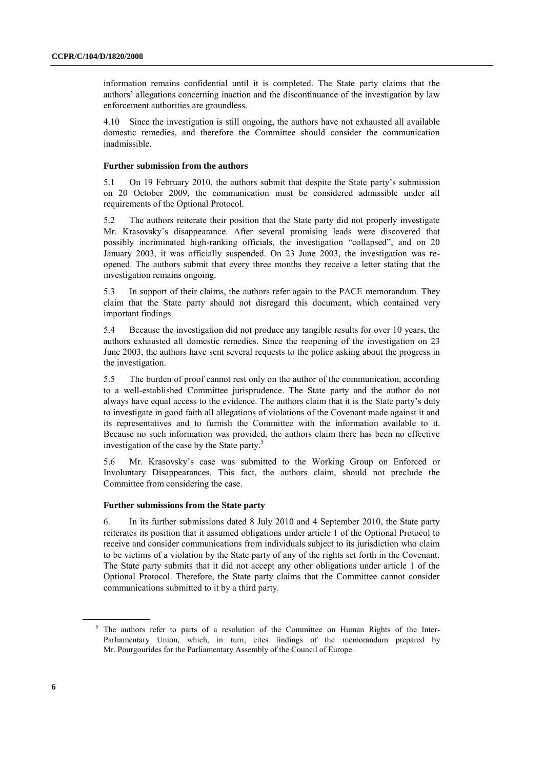information remains confidential until it is completed. The State party claims that the authors' allegations concerning inaction and the discontinuance of the investigation by law enforcement authorities are groundless.

4.10 Since the investigation is still ongoing, the authors have not exhausted all available domestic remedies, and therefore the Committee should consider the communication inadmissible.

### Further submission from the authors

5.1 On 19 February 2010, the authors submit that despite the State party's submission on 20 October 2009, the communication must be considered admissible under all requirements of the Optional Protocol.

5.2 The authors reiterate their position that the State party did not properly investigate Mr. Krasovsky's disappearance. After several promising leads were discovered that possibly incriminated high-ranking officials, the investigation "collapsed", and on 20 January 2003, it was officially suspended. On 23 June 2003, the investigation was re-opened. The authors submit that every three months they receive a letter stating that the investigation remains ongoing.

5.3 In support of their claims, the authors refer again to the PACE memorandum. They claim that the State party should not disregard this document, which contained very important findings.

5.4 Because the investigation did not produce any tangible results for over 10 years, the authors exhausted all domestic remedies. Since the reopening of the investigation on 23 June 2003, the authors have sent several requests to the police asking about the progress in the investigation.

5.5 The burden of proof cannot rest only on the author of the communication, according to a well-established Committee jurisprudence. The State party and the author do not always have equal access to the evidence. The authors claim that it is the State party's duty to investigate in good faith all allegations of violations of the Covenant made against it and its representatives and to furnish the Committee with the information available to it. Because no such information was provided, the authors claim there has been no effective investigation of the case by the State party.[5]

5.6 Mr. Krasovsky's case was submitted to the Working Group on Enforced or Involuntary Disappearances. This fact, the authors claim, should not preclude the Committee from considering the case.

### Further submissions from the State party

6. In its further submissions dated 8 July 2010 and 4 September 2010, the State party reiterates its position that it assumed obligations under article 1 of the Optional Protocol to receive and consider communications from individuals subject to its jurisdiction who claim to be victims of a violation by the State party of any of the rights set forth in the Covenant. The State party submits that it did not accept any other obligations under article 1 of the Optional Protocol. Therefore, the State party claims that the Committee cannot consider communications submitted to it by a third party.

[5] The authors refer to parts of a resolution of the Committee on Human Rights of the Inter-Parliamentary Union, which, in turn, cites findings of the memorandum prepared by Mr. Pourgourides for the Parliamentary Assembly of the Council of Europe.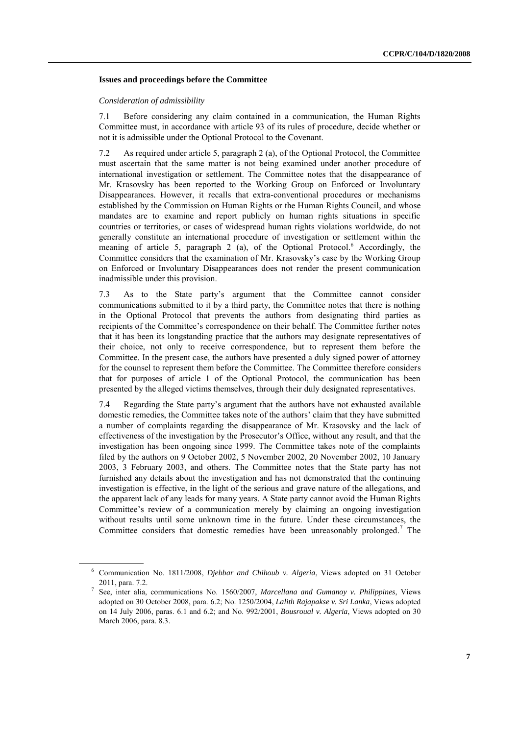### Issues and proceedings before the Committee

*Consideration of admissibility*

7.1 Before considering any claim contained in a communication, the Human Rights Committee must, in accordance with article 93 of its rules of procedure, decide whether or not it is admissible under the Optional Protocol to the Covenant.

7.2 As required under article 5, paragraph 2 (a), of the Optional Protocol, the Committee must ascertain that the same matter is not being examined under another procedure of international investigation or settlement. The Committee notes that the disappearance of Mr. Krasovsky has been reported to the Working Group on Enforced or Involuntary Disappearances. However, it recalls that extra-conventional procedures or mechanisms established by the Commission on Human Rights or the Human Rights Council, and whose mandates are to examine and report publicly on human rights situations in specific countries or territories, or cases of widespread human rights violations worldwide, do not generally constitute an international procedure of investigation or settlement within the meaning of article 5, paragraph 2 (a), of the Optional Protocol.[6] Accordingly, the Committee considers that the examination of Mr. Krasovsky's case by the Working Group on Enforced or Involuntary Disappearances does not render the present communication inadmissible under this provision.

7.3 As to the State party's argument that the Committee cannot consider communications submitted to it by a third party, the Committee notes that there is nothing in the Optional Protocol that prevents the authors from designating third parties as recipients of the Committee's correspondence on their behalf. The Committee further notes that it has been its longstanding practice that the authors may designate representatives of their choice, not only to receive correspondence, but to represent them before the Committee. In the present case, the authors have presented a duly signed power of attorney for the counsel to represent them before the Committee. The Committee therefore considers that for purposes of article 1 of the Optional Protocol, the communication has been presented by the alleged victims themselves, through their duly designated representatives.

7.4 Regarding the State party's argument that the authors have not exhausted available domestic remedies, the Committee takes note of the authors' claim that they have submitted a number of complaints regarding the disappearance of Mr. Krasovsky and the lack of effectiveness of the investigation by the Prosecutor's Office, without any result, and that the investigation has been ongoing since 1999. The Committee takes note of the complaints filed by the authors on 9 October 2002, 5 November 2002, 20 November 2002, 10 January 2003, 3 February 2003, and others. The Committee notes that the State party has not furnished any details about the investigation and has not demonstrated that the continuing investigation is effective, in the light of the serious and grave nature of the allegations, and the apparent lack of any leads for many years. A State party cannot avoid the Human Rights Committee's review of a communication merely by claiming an ongoing investigation without results until some unknown time in the future. Under these circumstances, the Committee considers that domestic remedies have been unreasonably prolonged.[7] The

---

[6] Communication No. 1811/2008, *Djebbar and Chihoub v. Algeria*, Views adopted on 31 October 2011, para. 7.2.

[7] See, inter alia, communications No. 1560/2007, *Marcellana and Gumanoy v. Philippines*, Views adopted on 30 October 2008, para. 6.2; No. 1250/2004, *Lalith Rajapakse v. Sri Lanka*, Views adopted on 14 July 2006, paras. 6.1 and 6.2; and No. 992/2001, *Bousroual v. Algeria*, Views adopted on 30 March 2006, para. 8.3.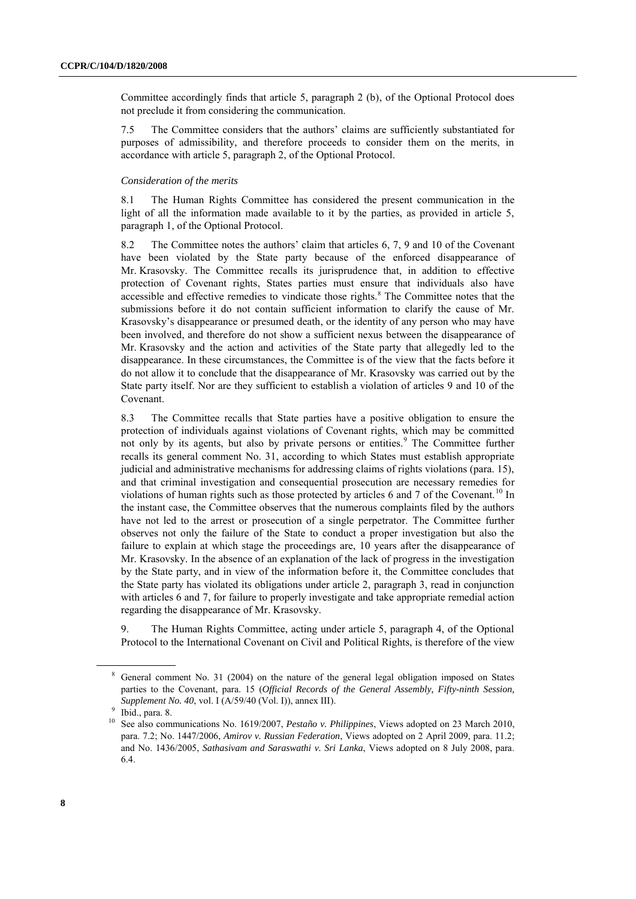Committee accordingly finds that article 5, paragraph 2 (b), of the Optional Protocol does not preclude it from considering the communication.

7.5 The Committee considers that the authors' claims are sufficiently substantiated for purposes of admissibility, and therefore proceeds to consider them on the merits, in accordance with article 5, paragraph 2, of the Optional Protocol.

*Consideration of the merits*

8.1 The Human Rights Committee has considered the present communication in the light of all the information made available to it by the parties, as provided in article 5, paragraph 1, of the Optional Protocol.

8.2 The Committee notes the authors' claim that articles 6, 7, 9 and 10 of the Covenant have been violated by the State party because of the enforced disappearance of Mr. Krasovsky. The Committee recalls its jurisprudence that, in addition to effective protection of Covenant rights, States parties must ensure that individuals also have accessible and effective remedies to vindicate those rights.[8] The Committee notes that the submissions before it do not contain sufficient information to clarify the cause of Mr. Krasovsky's disappearance or presumed death, or the identity of any person who may have been involved, and therefore do not show a sufficient nexus between the disappearance of Mr. Krasovsky and the action and activities of the State party that allegedly led to the disappearance. In these circumstances, the Committee is of the view that the facts before it do not allow it to conclude that the disappearance of Mr. Krasovsky was carried out by the State party itself. Nor are they sufficient to establish a violation of articles 9 and 10 of the Covenant.

8.3 The Committee recalls that State parties have a positive obligation to ensure the protection of individuals against violations of Covenant rights, which may be committed not only by its agents, but also by private persons or entities.[9] The Committee further recalls its general comment No. 31, according to which States must establish appropriate judicial and administrative mechanisms for addressing claims of rights violations (para. 15), and that criminal investigation and consequential prosecution are necessary remedies for violations of human rights such as those protected by articles 6 and 7 of the Covenant.[10] In the instant case, the Committee observes that the numerous complaints filed by the authors have not led to the arrest or prosecution of a single perpetrator. The Committee further observes not only the failure of the State to conduct a proper investigation but also the failure to explain at which stage the proceedings are, 10 years after the disappearance of Mr. Krasovsky. In the absence of an explanation of the lack of progress in the investigation by the State party, and in view of the information before it, the Committee concludes that the State party has violated its obligations under article 2, paragraph 3, read in conjunction with articles 6 and 7, for failure to properly investigate and take appropriate remedial action regarding the disappearance of Mr. Krasovsky.

9. The Human Rights Committee, acting under article 5, paragraph 4, of the Optional Protocol to the International Covenant on Civil and Political Rights, is therefore of the view

---

[8] General comment No. 31 (2004) on the nature of the general legal obligation imposed on States parties to the Covenant, para. 15 (*Official Records of the General Assembly, Fifty-ninth Session, Supplement No. 40*, vol. I (A/59/40 (Vol. I)), annex III).

[9] Ibid., para. 8.

[10] See also communications No. 1619/2007, *Pestaño v. Philippines*, Views adopted on 23 March 2010, para. 7.2; No. 1447/2006, *Amirov v. Russian Federation*, Views adopted on 2 April 2009, para. 11.2; and No. 1436/2005, *Sathasivam and Saraswathi v. Sri Lanka*, Views adopted on 8 July 2008, para. 6.4.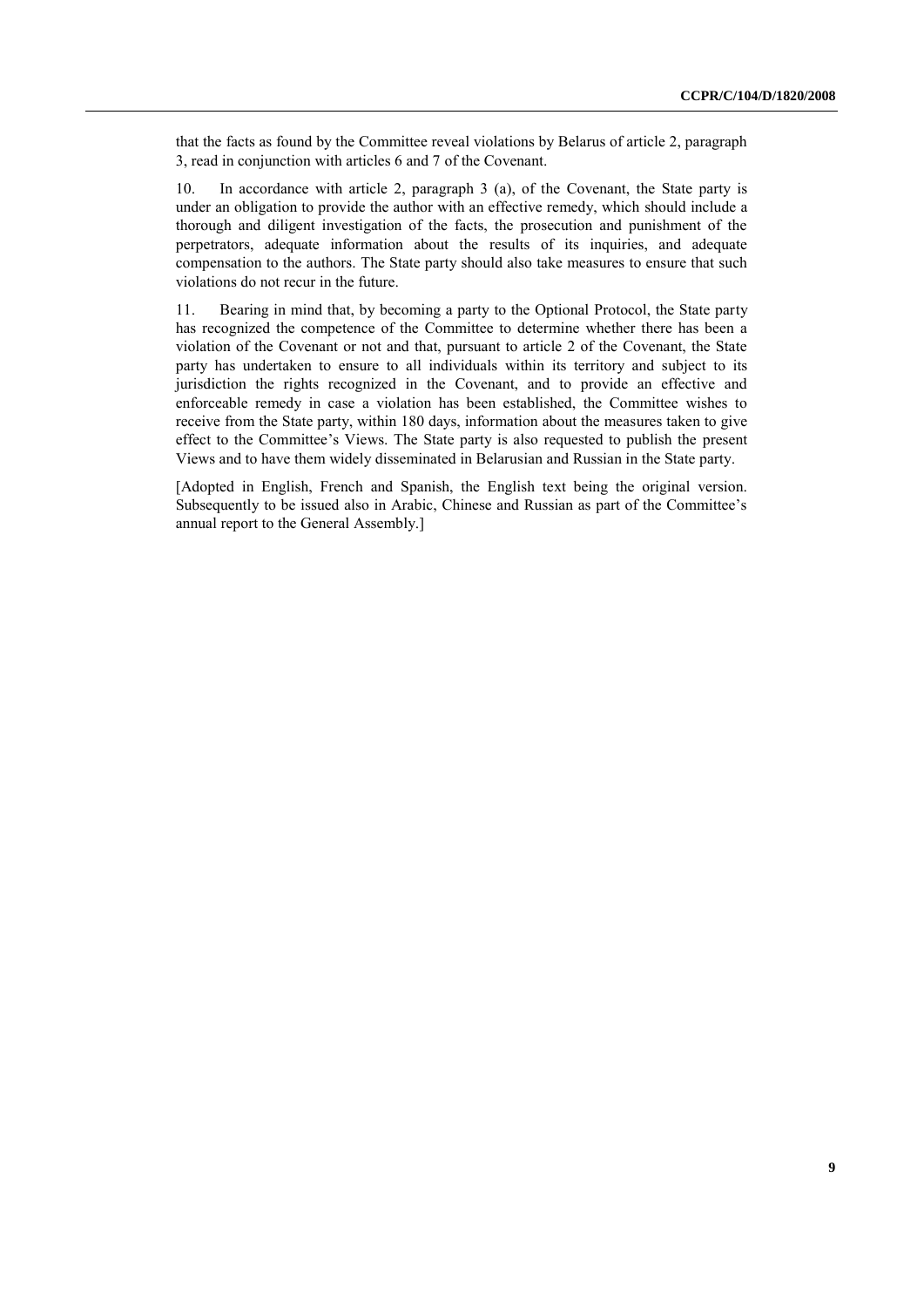that the facts as found by the Committee reveal violations by Belarus of article 2, paragraph 3, read in conjunction with articles 6 and 7 of the Covenant.

10. In accordance with article 2, paragraph 3 (a), of the Covenant, the State party is under an obligation to provide the author with an effective remedy, which should include a thorough and diligent investigation of the facts, the prosecution and punishment of the perpetrators, adequate information about the results of its inquiries, and adequate compensation to the authors. The State party should also take measures to ensure that such violations do not recur in the future.

11. Bearing in mind that, by becoming a party to the Optional Protocol, the State party has recognized the competence of the Committee to determine whether there has been a violation of the Covenant or not and that, pursuant to article 2 of the Covenant, the State party has undertaken to ensure to all individuals within its territory and subject to its jurisdiction the rights recognized in the Covenant, and to provide an effective and enforceable remedy in case a violation has been established, the Committee wishes to receive from the State party, within 180 days, information about the measures taken to give effect to the Committee's Views. The State party is also requested to publish the present Views and to have them widely disseminated in Belarusian and Russian in the State party.

[Adopted in English, French and Spanish, the English text being the original version. Subsequently to be issued also in Arabic, Chinese and Russian as part of the Committee's annual report to the General Assembly.]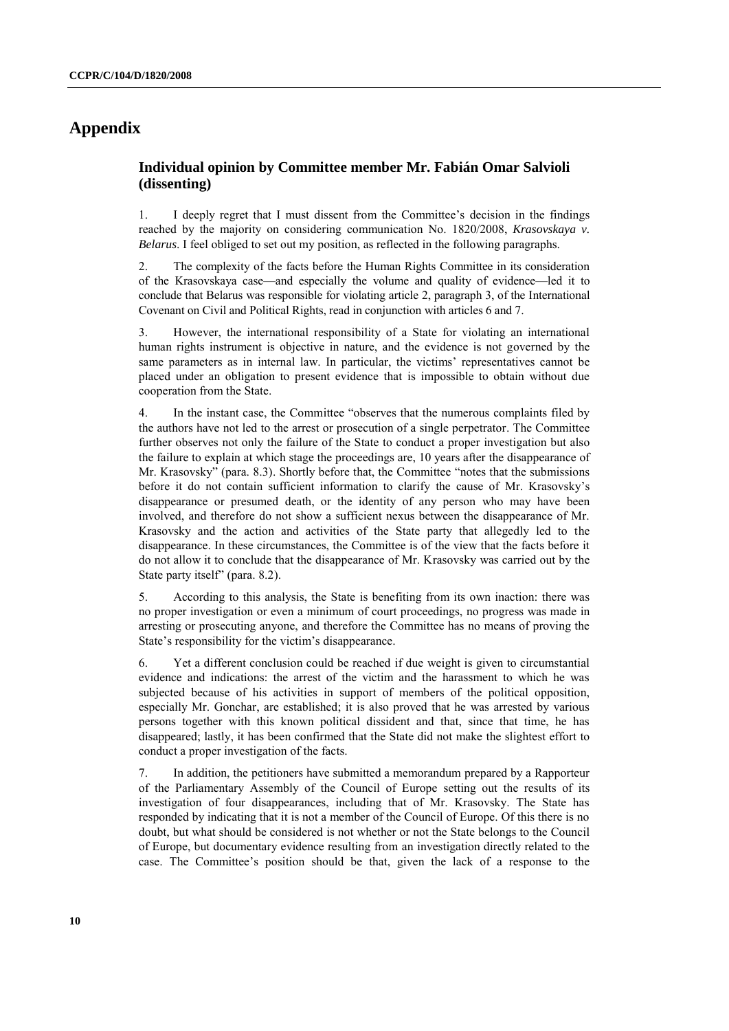# Appendix

### Individual opinion by Committee member Mr. Fabián Omar Salvioli (dissenting)

1. I deeply regret that I must dissent from the Committee's decision in the findings reached by the majority on considering communication No. 1820/2008, *Krasovskaya v. Belarus*. I feel obliged to set out my position, as reflected in the following paragraphs.

2. The complexity of the facts before the Human Rights Committee in its consideration of the Krasovskaya case—and especially the volume and quality of evidence—led it to conclude that Belarus was responsible for violating article 2, paragraph 3, of the International Covenant on Civil and Political Rights, read in conjunction with articles 6 and 7.

3. However, the international responsibility of a State for violating an international human rights instrument is objective in nature, and the evidence is not governed by the same parameters as in internal law. In particular, the victims' representatives cannot be placed under an obligation to present evidence that is impossible to obtain without due cooperation from the State.

4. In the instant case, the Committee "observes that the numerous complaints filed by the authors have not led to the arrest or prosecution of a single perpetrator. The Committee further observes not only the failure of the State to conduct a proper investigation but also the failure to explain at which stage the proceedings are, 10 years after the disappearance of Mr. Krasovsky" (para. 8.3). Shortly before that, the Committee "notes that the submissions before it do not contain sufficient information to clarify the cause of Mr. Krasovsky's disappearance or presumed death, or the identity of any person who may have been involved, and therefore do not show a sufficient nexus between the disappearance of Mr. Krasovsky and the action and activities of the State party that allegedly led to the disappearance. In these circumstances, the Committee is of the view that the facts before it do not allow it to conclude that the disappearance of Mr. Krasovsky was carried out by the State party itself" (para. 8.2).

5. According to this analysis, the State is benefiting from its own inaction: there was no proper investigation or even a minimum of court proceedings, no progress was made in arresting or prosecuting anyone, and therefore the Committee has no means of proving the State's responsibility for the victim's disappearance.

6. Yet a different conclusion could be reached if due weight is given to circumstantial evidence and indications: the arrest of the victim and the harassment to which he was subjected because of his activities in support of members of the political opposition, especially Mr. Gonchar, are established; it is also proved that he was arrested by various persons together with this known political dissident and that, since that time, he has disappeared; lastly, it has been confirmed that the State did not make the slightest effort to conduct a proper investigation of the facts.

7. In addition, the petitioners have submitted a memorandum prepared by a Rapporteur of the Parliamentary Assembly of the Council of Europe setting out the results of its investigation of four disappearances, including that of Mr. Krasovsky. The State has responded by indicating that it is not a member of the Council of Europe. Of this there is no doubt, but what should be considered is not whether or not the State belongs to the Council of Europe, but documentary evidence resulting from an investigation directly related to the case. The Committee's position should be that, given the lack of a response to the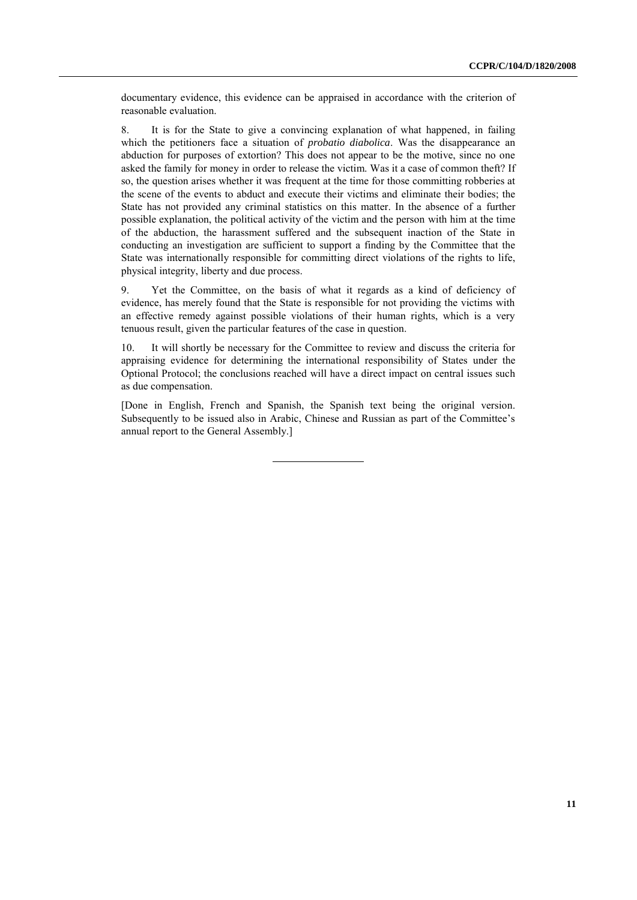documentary evidence, this evidence can be appraised in accordance with the criterion of reasonable evaluation.

8. It is for the State to give a convincing explanation of what happened, in failing which the petitioners face a situation of *probatio diabolica*. Was the disappearance an abduction for purposes of extortion? This does not appear to be the motive, since no one asked the family for money in order to release the victim. Was it a case of common theft? If so, the question arises whether it was frequent at the time for those committing robberies at the scene of the events to abduct and execute their victims and eliminate their bodies; the State has not provided any criminal statistics on this matter. In the absence of a further possible explanation, the political activity of the victim and the person with him at the time of the abduction, the harassment suffered and the subsequent inaction of the State in conducting an investigation are sufficient to support a finding by the Committee that the State was internationally responsible for committing direct violations of the rights to life, physical integrity, liberty and due process.

9. Yet the Committee, on the basis of what it regards as a kind of deficiency of evidence, has merely found that the State is responsible for not providing the victims with an effective remedy against possible violations of their human rights, which is a very tenuous result, given the particular features of the case in question.

10. It will shortly be necessary for the Committee to review and discuss the criteria for appraising evidence for determining the international responsibility of States under the Optional Protocol; the conclusions reached will have a direct impact on central issues such as due compensation.

[Done in English, French and Spanish, the Spanish text being the original version. Subsequently to be issued also in Arabic, Chinese and Russian as part of the Committee's annual report to the General Assembly.]